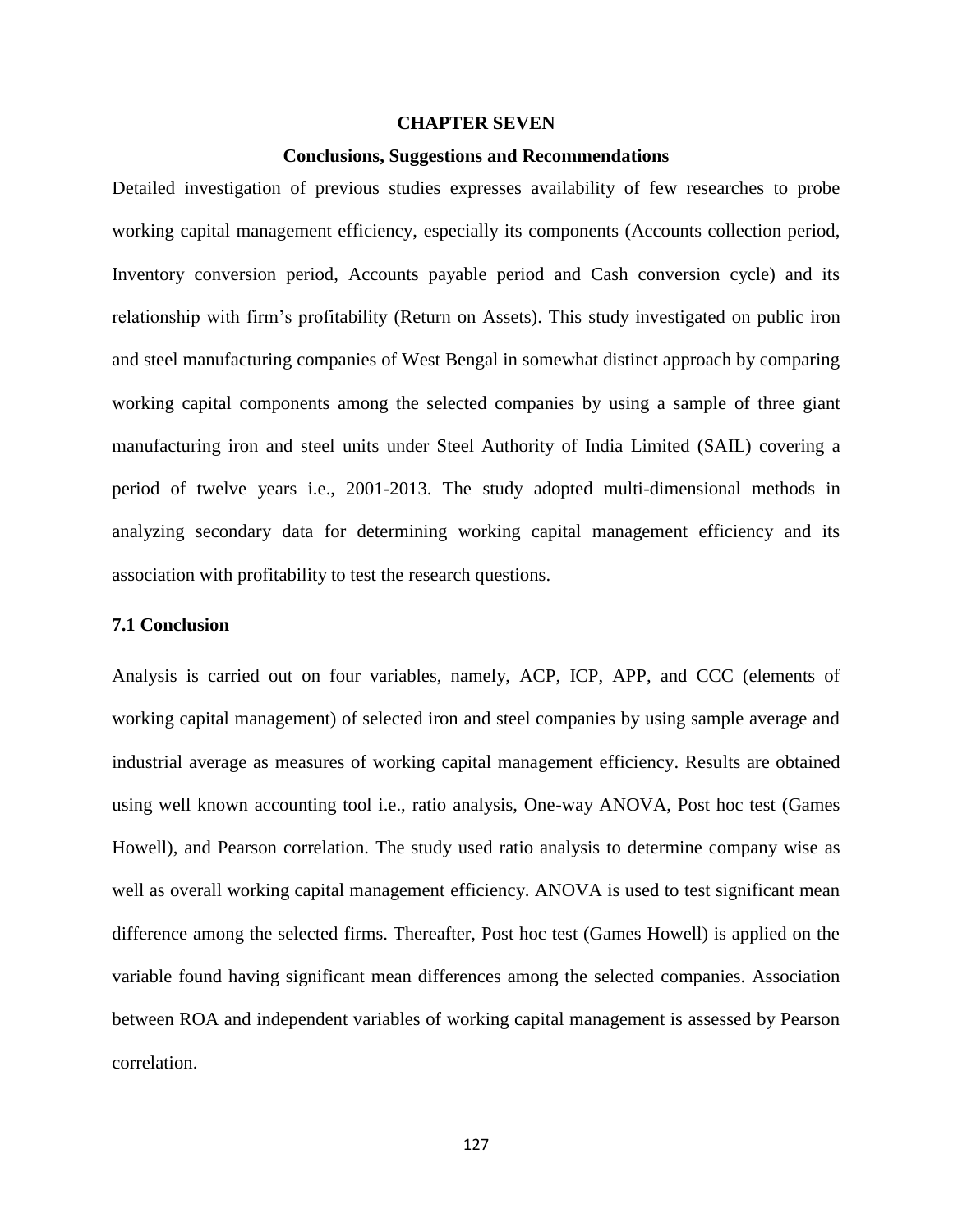# CHAPTER SEVEN

## Conclusions, Suggestions and Recommendations

Detailed investigation of previous studies expresses availability of few researches to probe working capital management efficiency, especially its components (Accounts collection period, Inventory conversion period, Accounts payable period and Cash conversion cycle) and its relationship with firm's profitability (Return on Assets). This study investigated on public iron and steel manufacturing companies of West Bengal in somewhat distinct approach by comparing working capital components among the selected companies by using a sample of three giant manufacturing iron and steel units under Steel Authority of India Limited (SAIL) covering a period of twelve years i.e., 2001-2013. The study adopted multi-dimensional methods in analyzing secondary data for determining working capital management efficiency and its association with profitability to test the research questions.

### 7.1 Conclusion

Analysis is carried out on four variables, namely, ACP, ICP, APP, and CCC (elements of working capital management) of selected iron and steel companies by using sample average and industrial average as measures of working capital management efficiency. Results are obtained using well known accounting tool i.e., ratio analysis, One-way ANOVA, Post hoc test (Games Howell), and Pearson correlation. The study used ratio analysis to determine company wise as well as overall working capital management efficiency. ANOVA is used to test significant mean difference among the selected firms. Thereafter, Post hoc test (Games Howell) is applied on the variable found having significant mean differences among the selected companies. Association between ROA and independent variables of working capital management is assessed by Pearson correlation.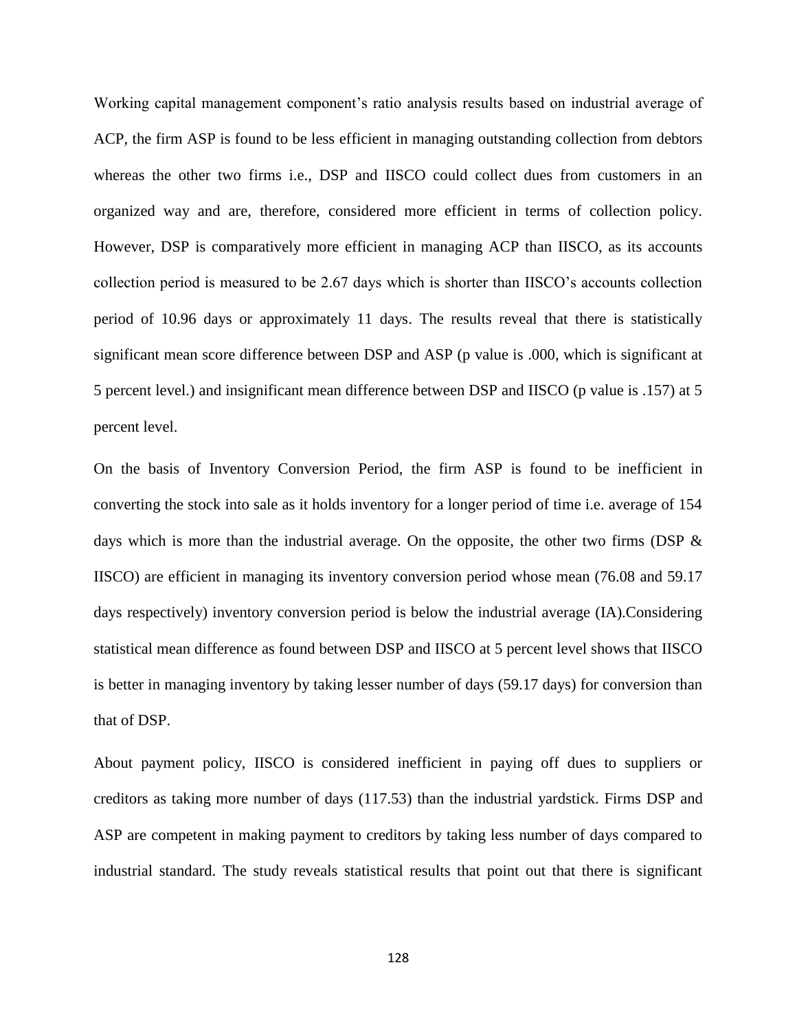Working capital management component's ratio analysis results based on industrial average of ACP, the firm ASP is found to be less efficient in managing outstanding collection from debtors whereas the other two firms i.e., DSP and IISCO could collect dues from customers in an organized way and are, therefore, considered more efficient in terms of collection policy. However, DSP is comparatively more efficient in managing ACP than IISCO, as its accounts collection period is measured to be 2.67 days which is shorter than IISCO's accounts collection period of 10.96 days or approximately 11 days. The results reveal that there is statistically significant mean score difference between DSP and ASP (p value is .000, which is significant at 5 percent level.) and insignificant mean difference between DSP and IISCO (p value is .157) at 5 percent level.

On the basis of Inventory Conversion Period, the firm ASP is found to be inefficient in converting the stock into sale as it holds inventory for a longer period of time i.e. average of 154 days which is more than the industrial average. On the opposite, the other two firms (DSP & IISCO) are efficient in managing its inventory conversion period whose mean (76.08 and 59.17 days respectively) inventory conversion period is below the industrial average (IA).Considering statistical mean difference as found between DSP and IISCO at 5 percent level shows that IISCO is better in managing inventory by taking lesser number of days (59.17 days) for conversion than that of DSP.

About payment policy, IISCO is considered inefficient in paying off dues to suppliers or creditors as taking more number of days (117.53) than the industrial yardstick. Firms DSP and ASP are competent in making payment to creditors by taking less number of days compared to industrial standard. The study reveals statistical results that point out that there is significant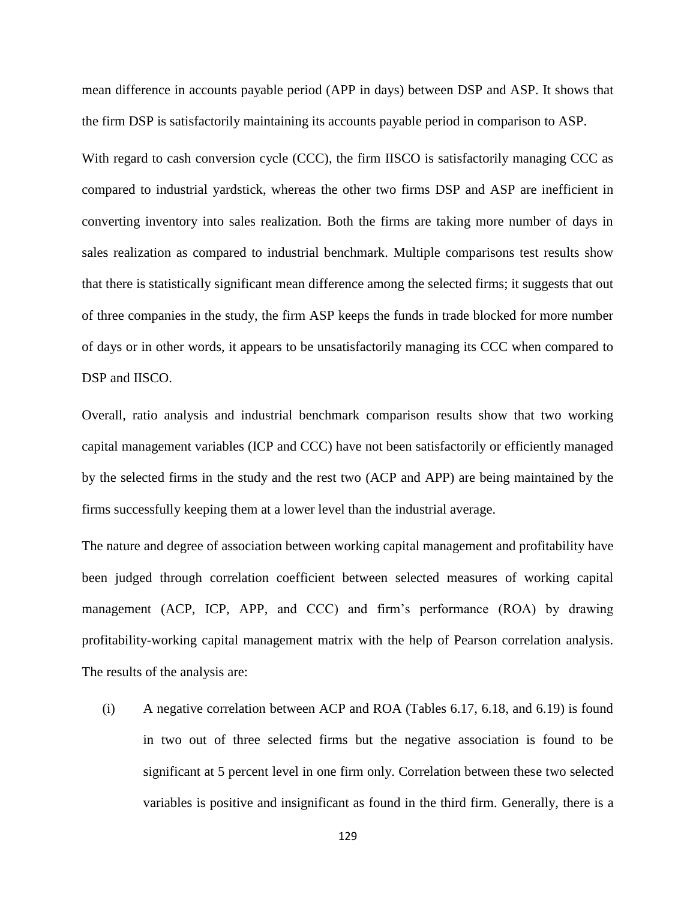mean difference in accounts payable period (APP in days) between DSP and ASP. It shows that the firm DSP is satisfactorily maintaining its accounts payable period in comparison to ASP.

With regard to cash conversion cycle (CCC), the firm IISCO is satisfactorily managing CCC as compared to industrial yardstick, whereas the other two firms DSP and ASP are inefficient in converting inventory into sales realization. Both the firms are taking more number of days in sales realization as compared to industrial benchmark. Multiple comparisons test results show that there is statistically significant mean difference among the selected firms; it suggests that out of three companies in the study, the firm ASP keeps the funds in trade blocked for more number of days or in other words, it appears to be unsatisfactorily managing its CCC when compared to DSP and IISCO.

Overall, ratio analysis and industrial benchmark comparison results show that two working capital management variables (ICP and CCC) have not been satisfactorily or efficiently managed by the selected firms in the study and the rest two (ACP and APP) are being maintained by the firms successfully keeping them at a lower level than the industrial average.

The nature and degree of association between working capital management and profitability have been judged through correlation coefficient between selected measures of working capital management (ACP, ICP, APP, and CCC) and firm's performance (ROA) by drawing profitability-working capital management matrix with the help of Pearson correlation analysis. The results of the analysis are:

(i) A negative correlation between ACP and ROA (Tables 6.17, 6.18, and 6.19) is found in two out of three selected firms but the negative association is found to be significant at 5 percent level in one firm only. Correlation between these two selected variables is positive and insignificant as found in the third firm. Generally, there is a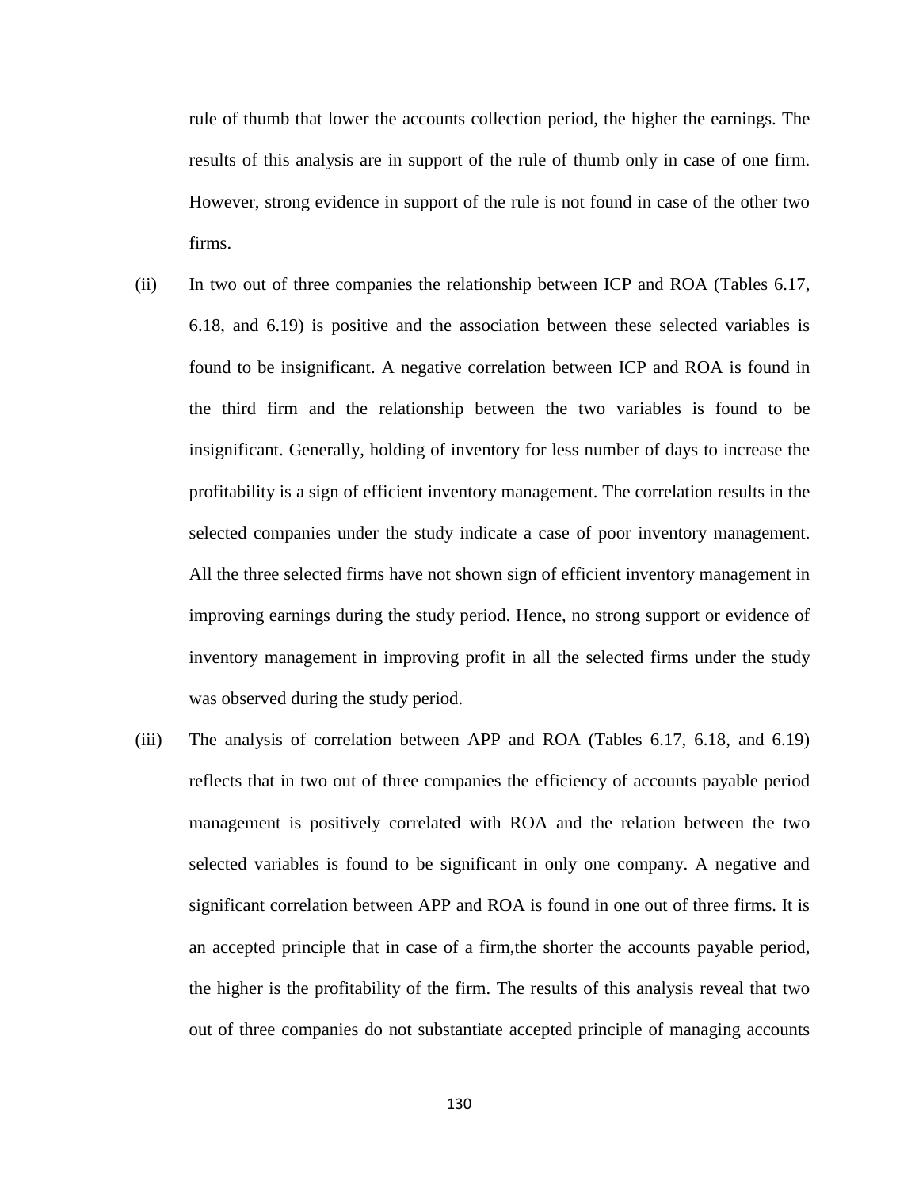rule of thumb that lower the accounts collection period, the higher the earnings. The results of this analysis are in support of the rule of thumb only in case of one firm. However, strong evidence in support of the rule is not found in case of the other two firms.

(ii) In two out of three companies the relationship between ICP and ROA (Tables 6.17, 6.18, and 6.19) is positive and the association between these selected variables is found to be insignificant. A negative correlation between ICP and ROA is found in the third firm and the relationship between the two variables is found to be insignificant. Generally, holding of inventory for less number of days to increase the profitability is a sign of efficient inventory management. The correlation results in the selected companies under the study indicate a case of poor inventory management. All the three selected firms have not shown sign of efficient inventory management in improving earnings during the study period. Hence, no strong support or evidence of inventory management in improving profit in all the selected firms under the study was observed during the study period.

(iii) The analysis of correlation between APP and ROA (Tables 6.17, 6.18, and 6.19) reflects that in two out of three companies the efficiency of accounts payable period management is positively correlated with ROA and the relation between the two selected variables is found to be significant in only one company. A negative and significant correlation between APP and ROA is found in one out of three firms. It is an accepted principle that in case of a firm,the shorter the accounts payable period, the higher is the profitability of the firm. The results of this analysis reveal that two out of three companies do not substantiate accepted principle of managing accounts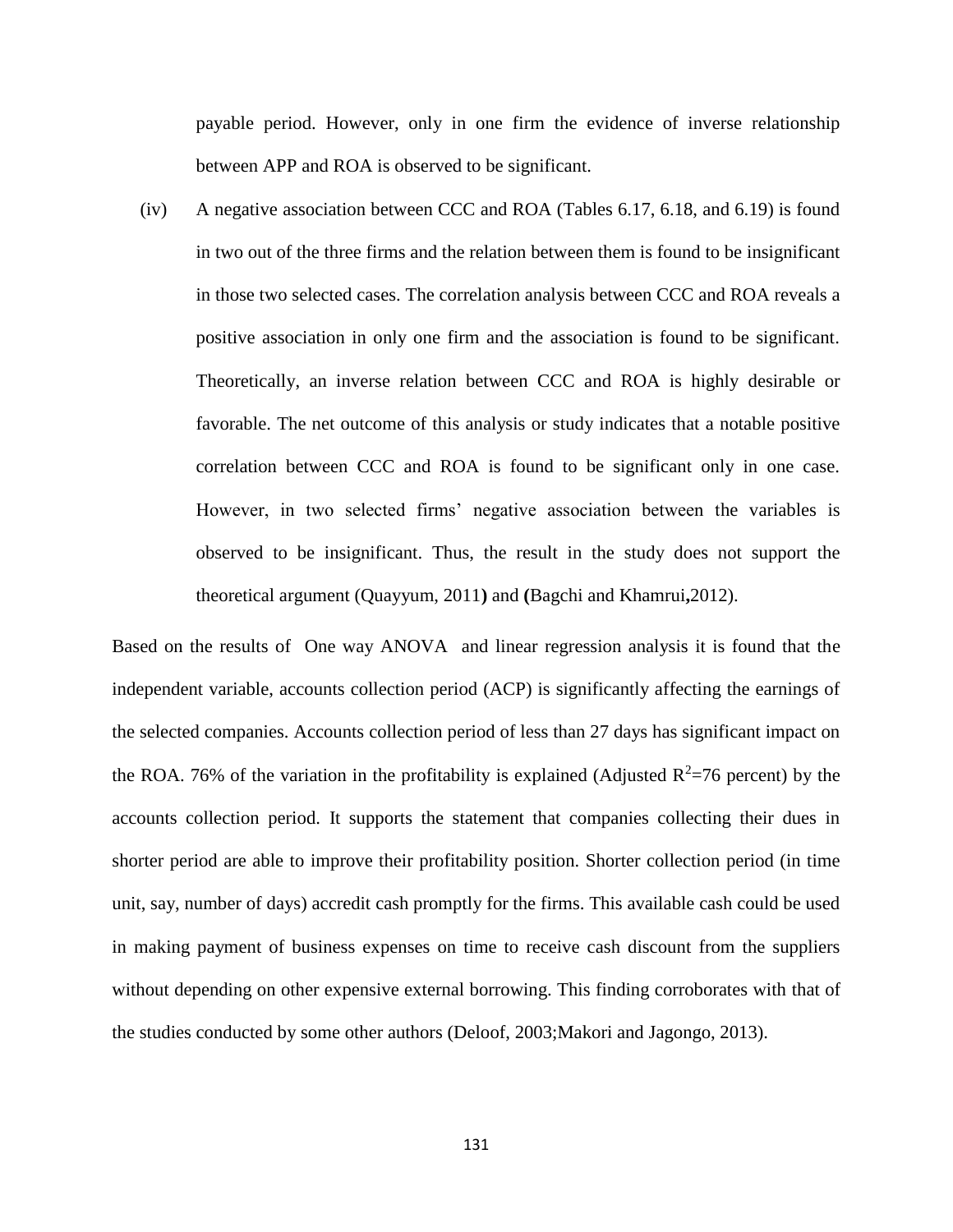payable period. However, only in one firm the evidence of inverse relationship between APP and ROA is observed to be significant.

(iv) A negative association between CCC and ROA (Tables 6.17, 6.18, and 6.19) is found in two out of the three firms and the relation between them is found to be insignificant in those two selected cases. The correlation analysis between CCC and ROA reveals a positive association in only one firm and the association is found to be significant. Theoretically, an inverse relation between CCC and ROA is highly desirable or favorable. The net outcome of this analysis or study indicates that a notable positive correlation between CCC and ROA is found to be significant only in one case. However, in two selected firms' negative association between the variables is observed to be insignificant. Thus, the result in the study does not support the theoretical argument (Quayyum, 2011**)** and **(**Bagchi and Khamrui**,**2012).

Based on the results of One way ANOVA and linear regression analysis it is found that the independent variable, accounts collection period (ACP) is significantly affecting the earnings of the selected companies. Accounts collection period of less than 27 days has significant impact on the ROA. 76% of the variation in the profitability is explained (Adjusted $R^2$=76 percent) by the accounts collection period. It supports the statement that companies collecting their dues in shorter period are able to improve their profitability position. Shorter collection period (in time unit, say, number of days) accredit cash promptly for the firms. This available cash could be used in making payment of business expenses on time to receive cash discount from the suppliers without depending on other expensive external borrowing. This finding corroborates with that of the studies conducted by some other authors (Deloof, 2003;Makori and Jagongo, 2013).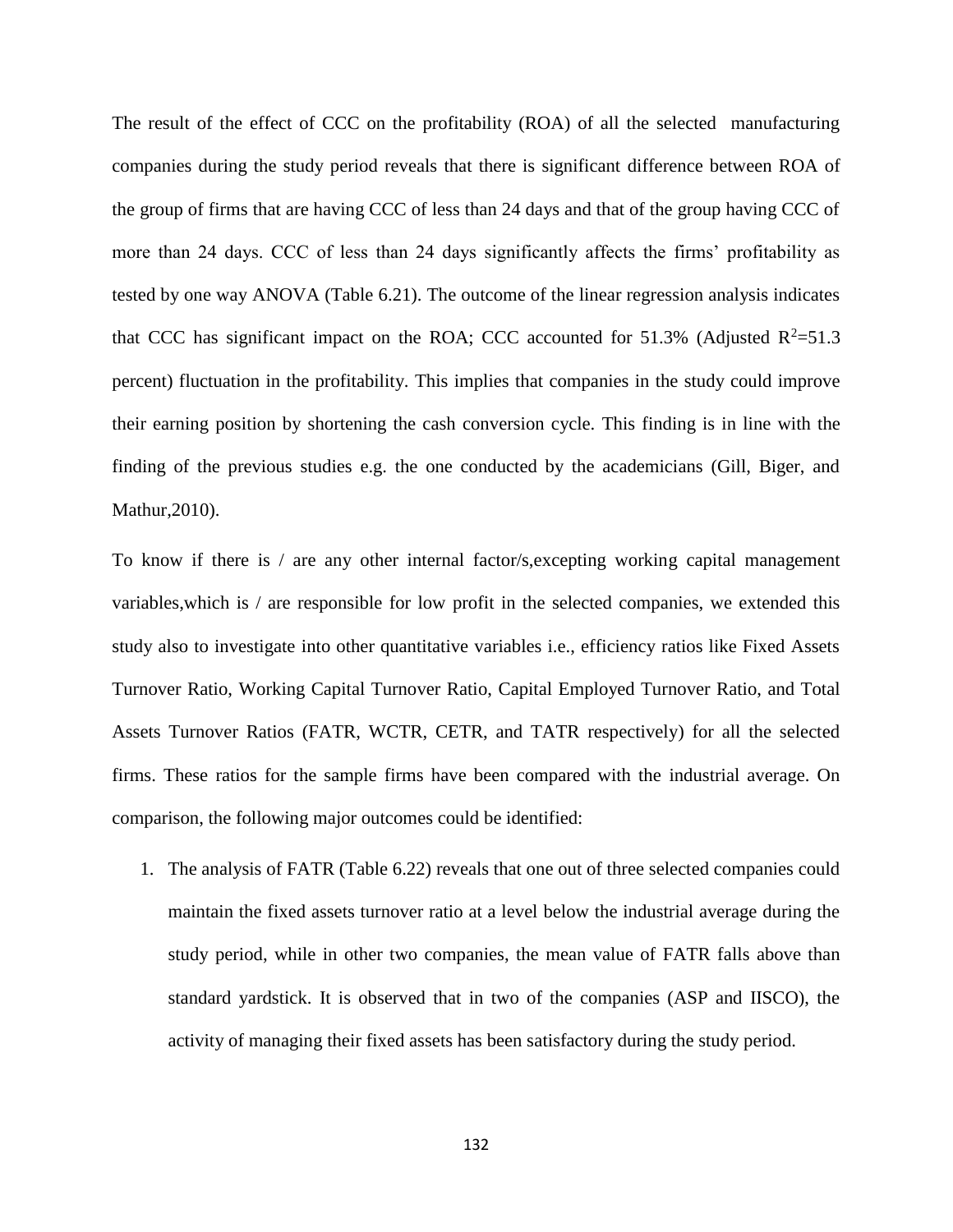The result of the effect of CCC on the profitability (ROA) of all the selected manufacturing companies during the study period reveals that there is significant difference between ROA of the group of firms that are having CCC of less than 24 days and that of the group having CCC of more than 24 days. CCC of less than 24 days significantly affects the firms' profitability as tested by one way ANOVA (Table 6.21). The outcome of the linear regression analysis indicates that CCC has significant impact on the ROA; CCC accounted for 51.3% (Adjusted $R^2$=51.3 percent) fluctuation in the profitability. This implies that companies in the study could improve their earning position by shortening the cash conversion cycle. This finding is in line with the finding of the previous studies e.g. the one conducted by the academicians (Gill, Biger, and Mathur,2010).

To know if there is / are any other internal factor/s,excepting working capital management variables,which is / are responsible for low profit in the selected companies, we extended this study also to investigate into other quantitative variables i.e., efficiency ratios like Fixed Assets Turnover Ratio, Working Capital Turnover Ratio, Capital Employed Turnover Ratio, and Total Assets Turnover Ratios (FATR, WCTR, CETR, and TATR respectively) for all the selected firms. These ratios for the sample firms have been compared with the industrial average. On comparison, the following major outcomes could be identified:

1. The analysis of FATR (Table 6.22) reveals that one out of three selected companies could maintain the fixed assets turnover ratio at a level below the industrial average during the study period, while in other two companies, the mean value of FATR falls above than standard yardstick. It is observed that in two of the companies (ASP and IISCO), the activity of managing their fixed assets has been satisfactory during the study period.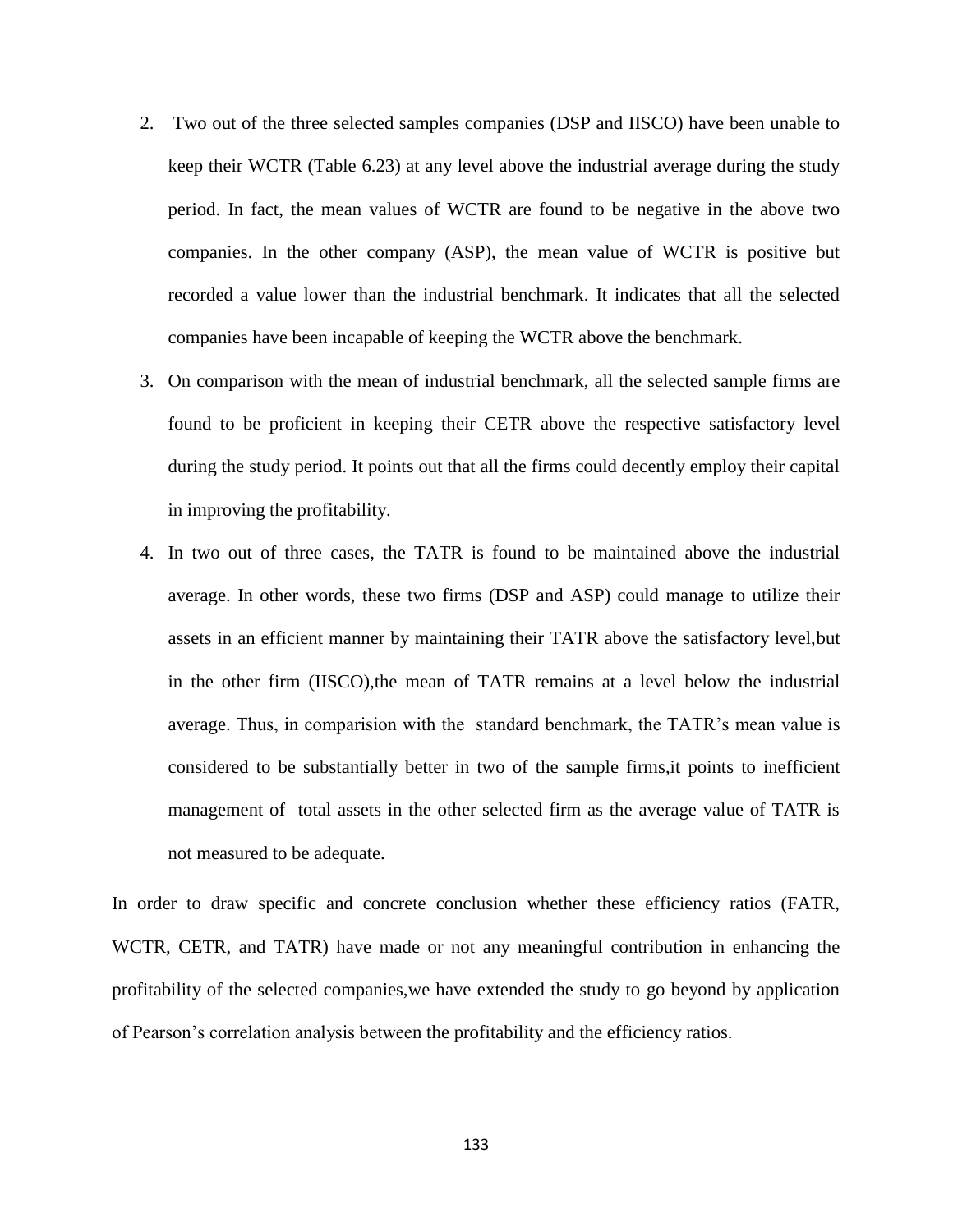2. Two out of the three selected samples companies (DSP and IISCO) have been unable to keep their WCTR (Table 6.23) at any level above the industrial average during the study period. In fact, the mean values of WCTR are found to be negative in the above two companies. In the other company (ASP), the mean value of WCTR is positive but recorded a value lower than the industrial benchmark. It indicates that all the selected companies have been incapable of keeping the WCTR above the benchmark.
3. On comparison with the mean of industrial benchmark, all the selected sample firms are found to be proficient in keeping their CETR above the respective satisfactory level during the study period. It points out that all the firms could decently employ their capital in improving the profitability.
4. In two out of three cases, the TATR is found to be maintained above the industrial average. In other words, these two firms (DSP and ASP) could manage to utilize their assets in an efficient manner by maintaining their TATR above the satisfactory level,but in the other firm (IISCO),the mean of TATR remains at a level below the industrial average. Thus, in comparision with the standard benchmark, the TATR's mean value is considered to be substantially better in two of the sample firms,it points to inefficient management of total assets in the other selected firm as the average value of TATR is not measured to be adequate.

In order to draw specific and concrete conclusion whether these efficiency ratios (FATR, WCTR, CETR, and TATR) have made or not any meaningful contribution in enhancing the profitability of the selected companies,we have extended the study to go beyond by application of Pearson's correlation analysis between the profitability and the efficiency ratios.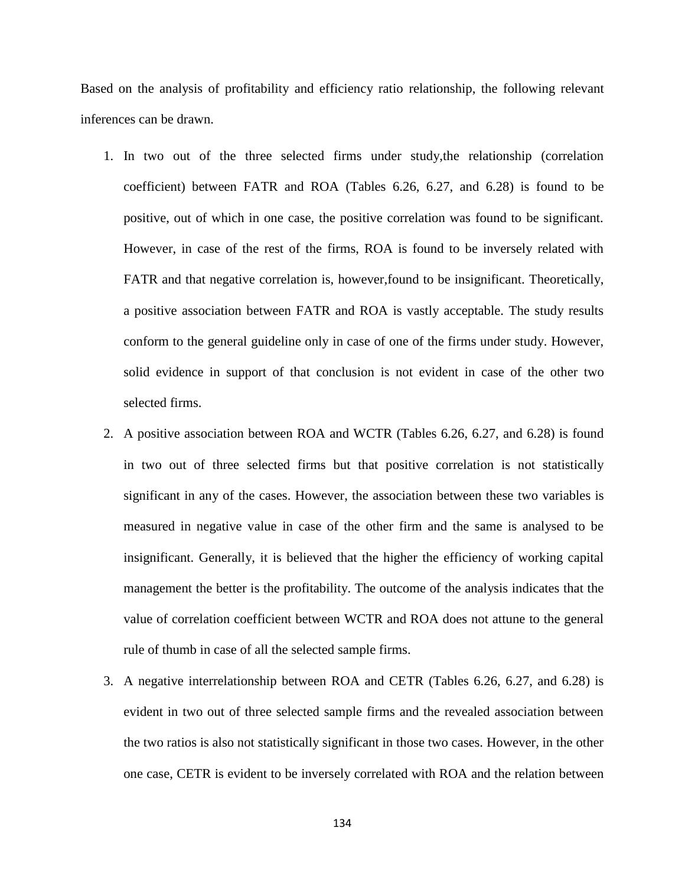Based on the analysis of profitability and efficiency ratio relationship, the following relevant inferences can be drawn.

1. In two out of the three selected firms under study,the relationship (correlation coefficient) between FATR and ROA (Tables 6.26, 6.27, and 6.28) is found to be positive, out of which in one case, the positive correlation was found to be significant. However, in case of the rest of the firms, ROA is found to be inversely related with FATR and that negative correlation is, however,found to be insignificant. Theoretically, a positive association between FATR and ROA is vastly acceptable. The study results conform to the general guideline only in case of one of the firms under study. However, solid evidence in support of that conclusion is not evident in case of the other two selected firms.
2. A positive association between ROA and WCTR (Tables 6.26, 6.27, and 6.28) is found in two out of three selected firms but that positive correlation is not statistically significant in any of the cases. However, the association between these two variables is measured in negative value in case of the other firm and the same is analysed to be insignificant. Generally, it is believed that the higher the efficiency of working capital management the better is the profitability. The outcome of the analysis indicates that the value of correlation coefficient between WCTR and ROA does not attune to the general rule of thumb in case of all the selected sample firms.
3. A negative interrelationship between ROA and CETR (Tables 6.26, 6.27, and 6.28) is evident in two out of three selected sample firms and the revealed association between the two ratios is also not statistically significant in those two cases. However, in the other one case, CETR is evident to be inversely correlated with ROA and the relation between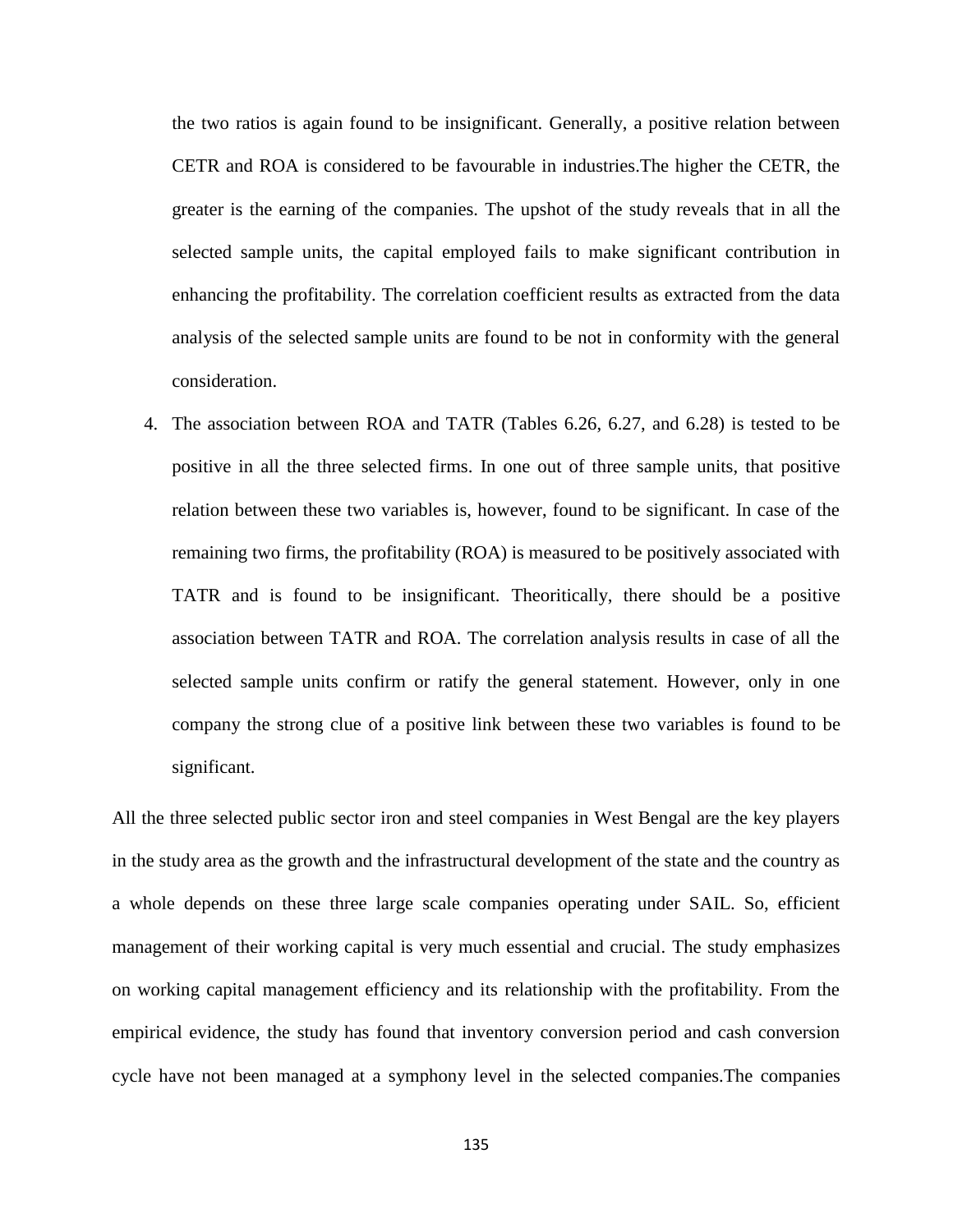the two ratios is again found to be insignificant. Generally, a positive relation between CETR and ROA is considered to be favourable in industries.The higher the CETR, the greater is the earning of the companies. The upshot of the study reveals that in all the selected sample units, the capital employed fails to make significant contribution in enhancing the profitability. The correlation coefficient results as extracted from the data analysis of the selected sample units are found to be not in conformity with the general consideration.

4. The association between ROA and TATR (Tables 6.26, 6.27, and 6.28) is tested to be positive in all the three selected firms. In one out of three sample units, that positive relation between these two variables is, however, found to be significant. In case of the remaining two firms, the profitability (ROA) is measured to be positively associated with TATR and is found to be insignificant. Theoritically, there should be a positive association between TATR and ROA. The correlation analysis results in case of all the selected sample units confirm or ratify the general statement. However, only in one company the strong clue of a positive link between these two variables is found to be significant.

All the three selected public sector iron and steel companies in West Bengal are the key players in the study area as the growth and the infrastructural development of the state and the country as a whole depends on these three large scale companies operating under SAIL. So, efficient management of their working capital is very much essential and crucial. The study emphasizes on working capital management efficiency and its relationship with the profitability. From the empirical evidence, the study has found that inventory conversion period and cash conversion cycle have not been managed at a symphony level in the selected companies.The companies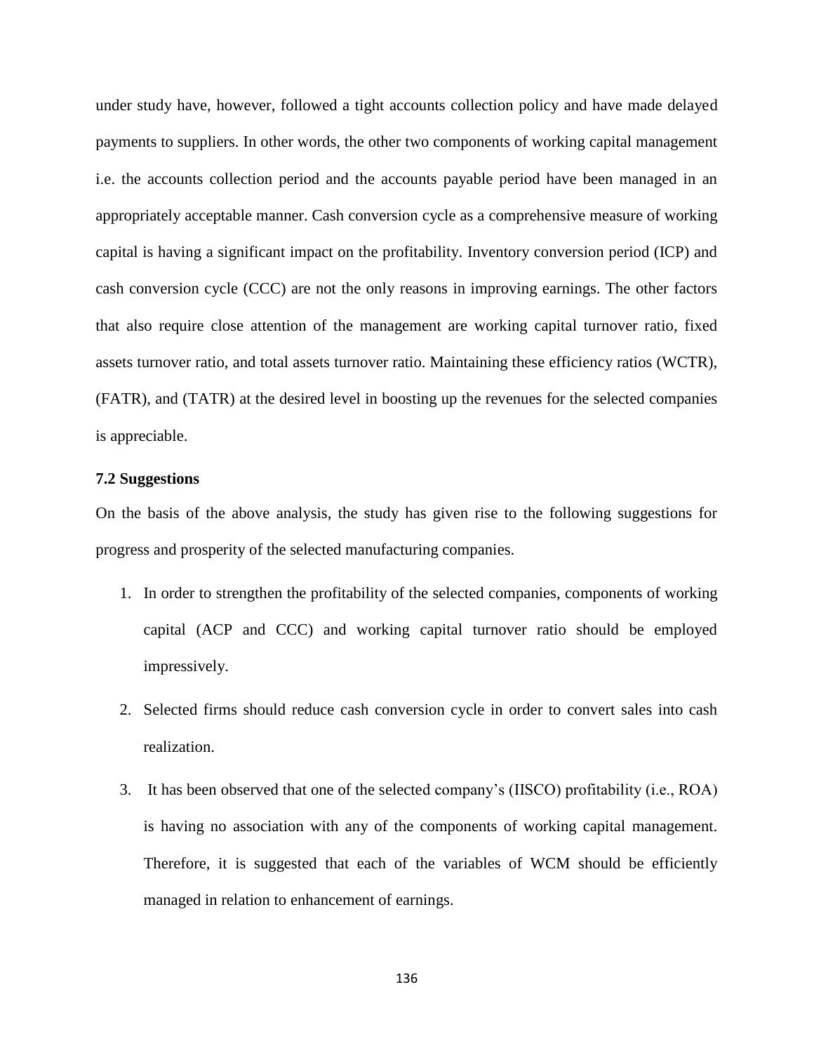under study have, however, followed a tight accounts collection policy and have made delayed payments to suppliers. In other words, the other two components of working capital management i.e. the accounts collection period and the accounts payable period have been managed in an appropriately acceptable manner. Cash conversion cycle as a comprehensive measure of working capital is having a significant impact on the profitability. Inventory conversion period (ICP) and cash conversion cycle (CCC) are not the only reasons in improving earnings. The other factors that also require close attention of the management are working capital turnover ratio, fixed assets turnover ratio, and total assets turnover ratio. Maintaining these efficiency ratios (WCTR), (FATR), and (TATR) at the desired level in boosting up the revenues for the selected companies is appreciable.

**7.2 Suggestions**

On the basis of the above analysis, the study has given rise to the following suggestions for progress and prosperity of the selected manufacturing companies.

1. In order to strengthen the profitability of the selected companies, components of working capital (ACP and CCC) and working capital turnover ratio should be employed impressively.
2. Selected firms should reduce cash conversion cycle in order to convert sales into cash realization.
3. It has been observed that one of the selected company's (IISCO) profitability (i.e., ROA) is having no association with any of the components of working capital management. Therefore, it is suggested that each of the variables of WCM should be efficiently managed in relation to enhancement of earnings.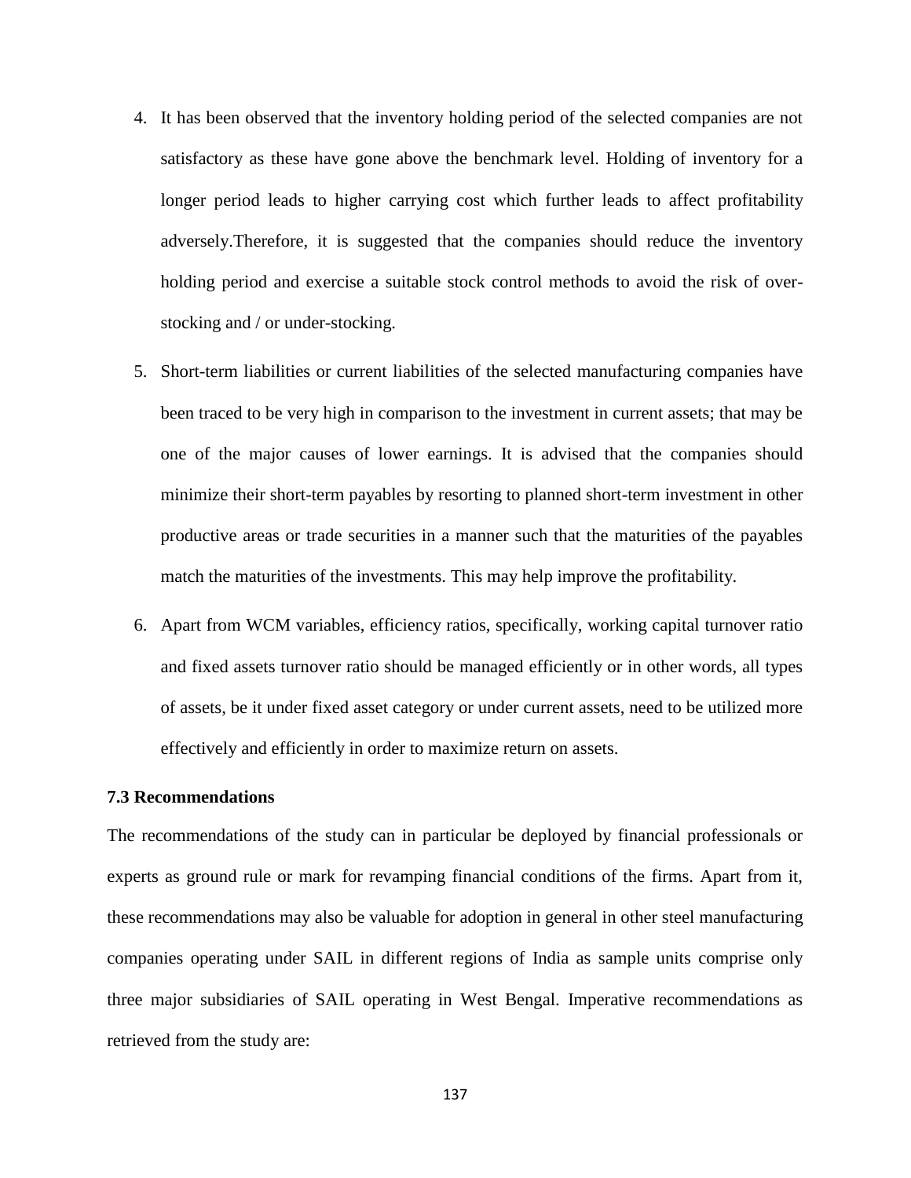4. It has been observed that the inventory holding period of the selected companies are not satisfactory as these have gone above the benchmark level. Holding of inventory for a longer period leads to higher carrying cost which further leads to affect profitability adversely.Therefore, it is suggested that the companies should reduce the inventory holding period and exercise a suitable stock control methods to avoid the risk of over-stocking and / or under-stocking.

5. Short-term liabilities or current liabilities of the selected manufacturing companies have been traced to be very high in comparison to the investment in current assets; that may be one of the major causes of lower earnings. It is advised that the companies should minimize their short-term payables by resorting to planned short-term investment in other productive areas or trade securities in a manner such that the maturities of the payables match the maturities of the investments. This may help improve the profitability.

6. Apart from WCM variables, efficiency ratios, specifically, working capital turnover ratio and fixed assets turnover ratio should be managed efficiently or in other words, all types of assets, be it under fixed asset category or under current assets, need to be utilized more effectively and efficiently in order to maximize return on assets.

### 7.3 Recommendations

The recommendations of the study can in particular be deployed by financial professionals or experts as ground rule or mark for revamping financial conditions of the firms. Apart from it, these recommendations may also be valuable for adoption in general in other steel manufacturing companies operating under SAIL in different regions of India as sample units comprise only three major subsidiaries of SAIL operating in West Bengal. Imperative recommendations as retrieved from the study are: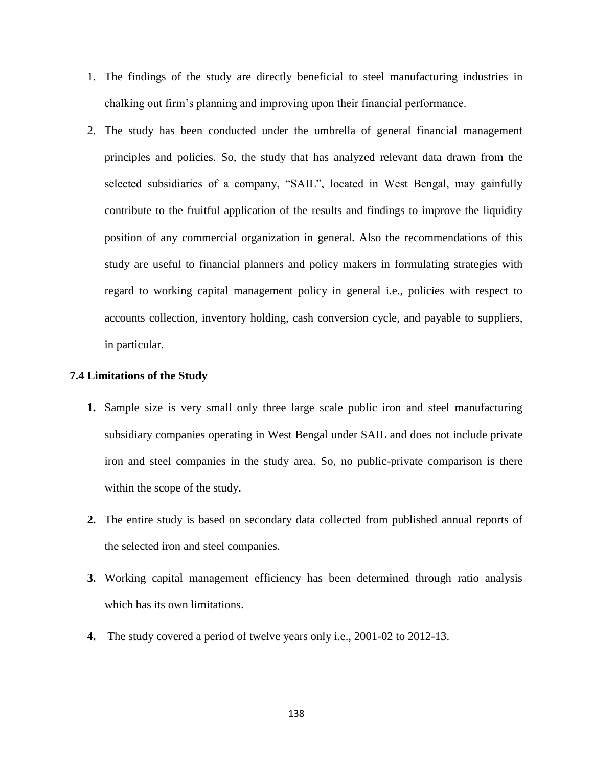1. The findings of the study are directly beneficial to steel manufacturing industries in chalking out firm's planning and improving upon their financial performance.
2. The study has been conducted under the umbrella of general financial management principles and policies. So, the study that has analyzed relevant data drawn from the selected subsidiaries of a company, "SAIL", located in West Bengal, may gainfully contribute to the fruitful application of the results and findings to improve the liquidity position of any commercial organization in general. Also the recommendations of this study are useful to financial planners and policy makers in formulating strategies with regard to working capital management policy in general i.e., policies with respect to accounts collection, inventory holding, cash conversion cycle, and payable to suppliers, in particular.

### 7.4 Limitations of the Study

**1.** Sample size is very small only three large scale public iron and steel manufacturing subsidiary companies operating in West Bengal under SAIL and does not include private iron and steel companies in the study area. So, no public-private comparison is there within the scope of the study.

**2.** The entire study is based on secondary data collected from published annual reports of the selected iron and steel companies.

**3.** Working capital management efficiency has been determined through ratio analysis which has its own limitations.

**4.** The study covered a period of twelve years only i.e., 2001-02 to 2012-13.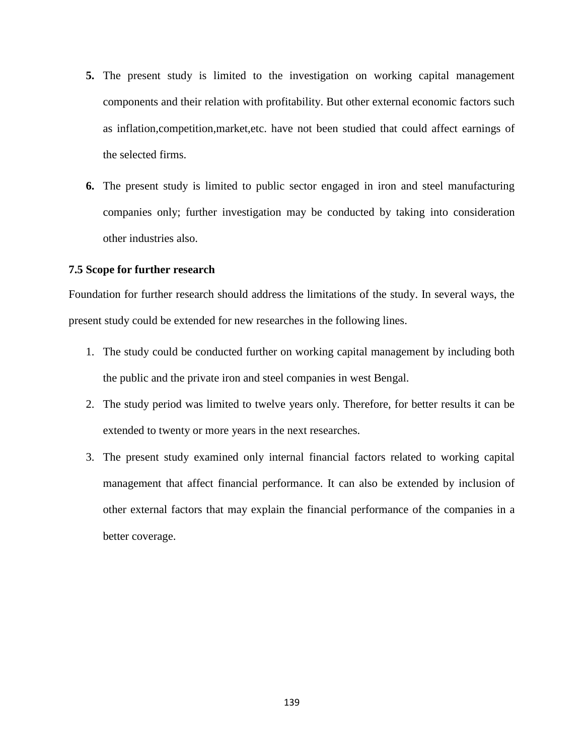5. The present study is limited to the investigation on working capital management components and their relation with profitability. But other external economic factors such as inflation,competition,market,etc. have not been studied that could affect earnings of the selected firms.

6. The present study is limited to public sector engaged in iron and steel manufacturing companies only; further investigation may be conducted by taking into consideration other industries also.

**7.5 Scope for further research**

Foundation for further research should address the limitations of the study. In several ways, the present study could be extended for new researches in the following lines.

1. The study could be conducted further on working capital management by including both the public and the private iron and steel companies in west Bengal.
2. The study period was limited to twelve years only. Therefore, for better results it can be extended to twenty or more years in the next researches.
3. The present study examined only internal financial factors related to working capital management that affect financial performance. It can also be extended by inclusion of other external factors that may explain the financial performance of the companies in a better coverage.